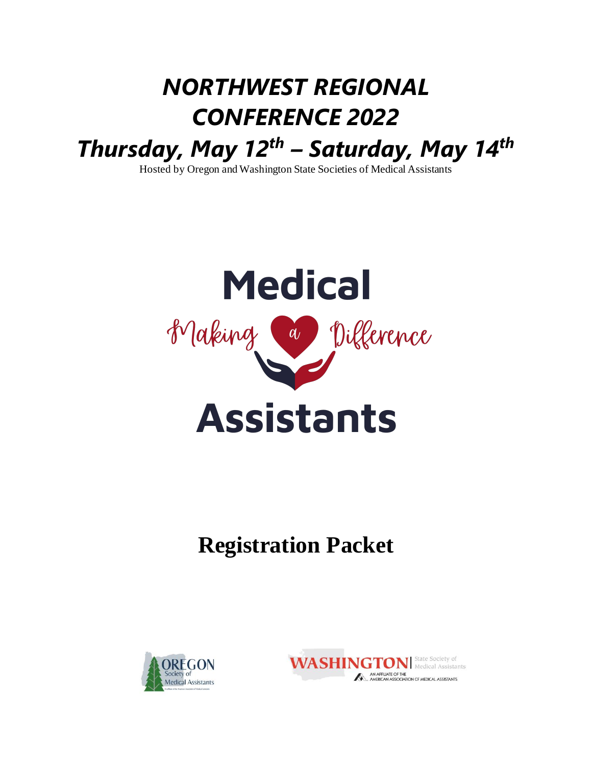# *NORTHWEST REGIONAL CONFERENCE 2022*

## *Thursday, May 12th – Saturday, May 14th*

Hosted by Oregon and Washington State Societies of Medical Assistants

**Medical**

*Making a Difference*

**Assistants**

# Registration Packet

OREGON Society of Medical Assistants

WASHINGTON | State Society of Medical Assistants

AN AFFILIATE OF THE AMERICAN ASSOCIATION OF MEDICAL ASSISTANTS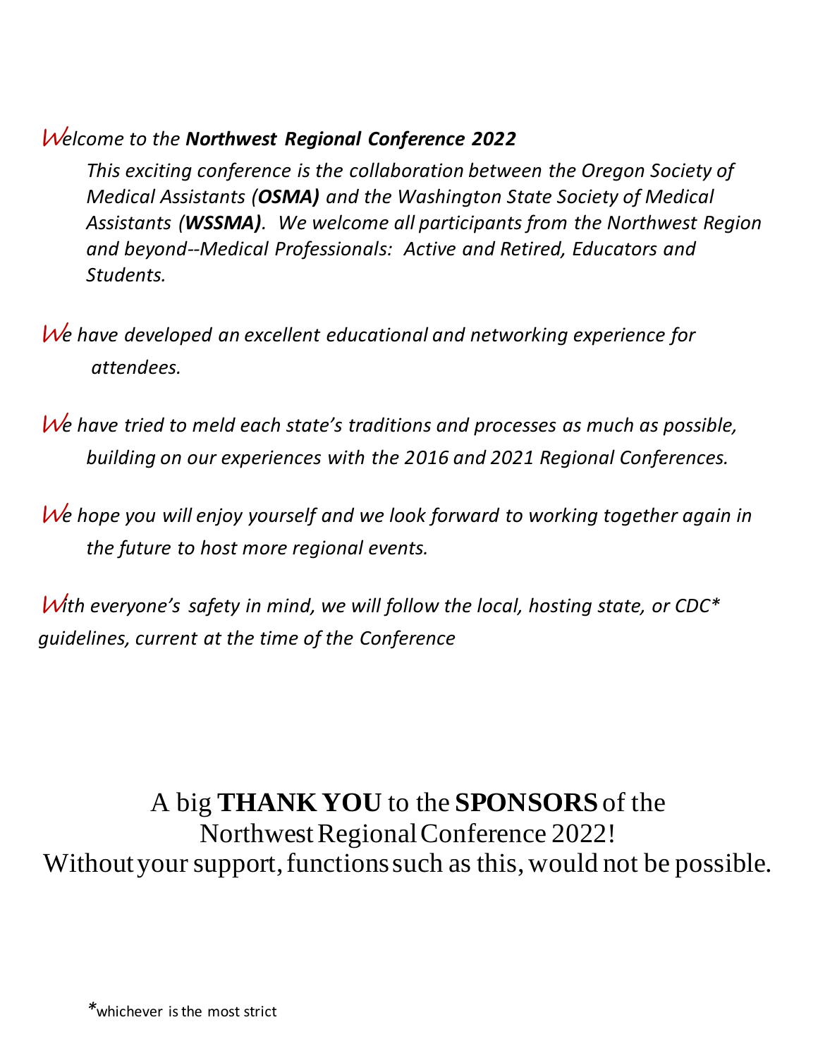*Welcome to the **Northwest Regional Conference 2022***

*This exciting conference is the collaboration between the Oregon Society of Medical Assistants (**OSMA**) and the Washington State Society of Medical Assistants (**WSSMA**). We welcome all participants from the Northwest Region and beyond--Medical Professionals: Active and Retired, Educators and Students.*

*We have developed an excellent educational and networking experience for attendees.*

*We have tried to meld each state's traditions and processes as much as possible, building on our experiences with the 2016 and 2021 Regional Conferences.*

*We hope you will enjoy yourself and we look forward to working together again in the future to host more regional events.*

*With everyone's safety in mind, we will follow the local, hosting state, or CDC\* guidelines, current at the time of the Conference*

A big **THANK YOU** to the **SPONSORS** of the Northwest Regional Conference 2022!
Without your support, functions such as this, would not be possible.

\*whichever is the most strict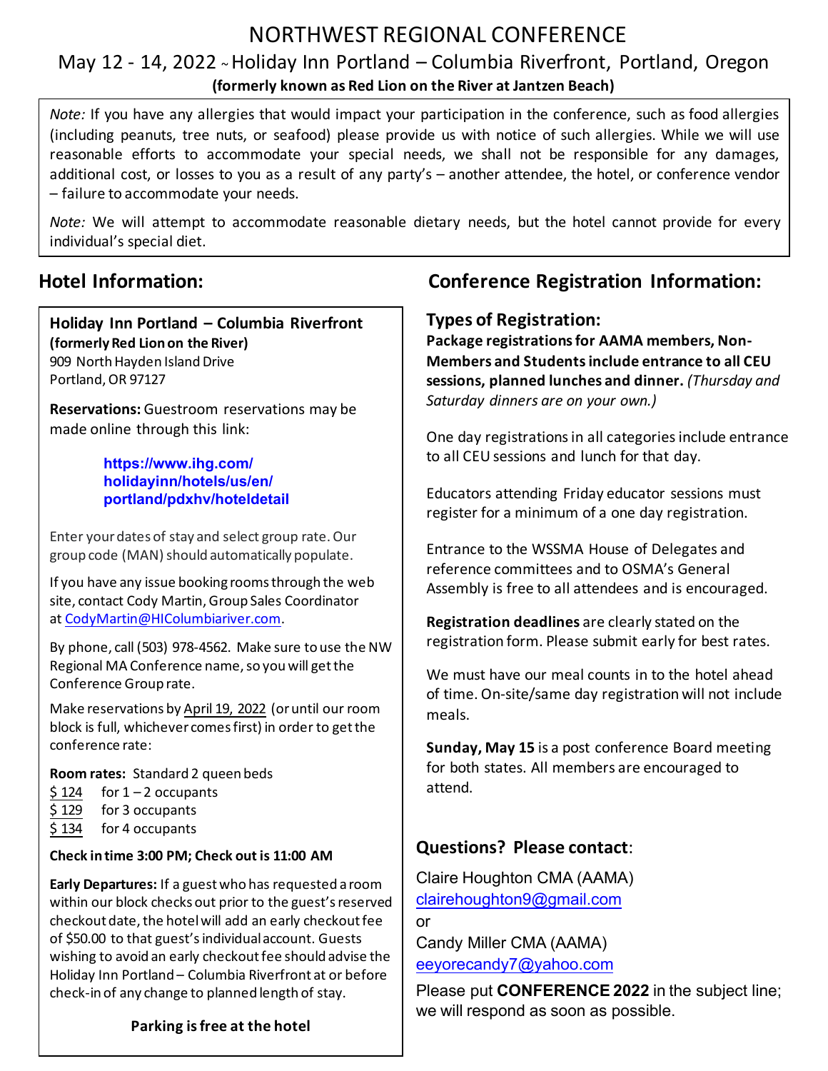# NORTHWEST REGIONAL CONFERENCE

## May 12 - 14, 2022 ~ Holiday Inn Portland – Columbia Riverfront, Portland, Oregon

**(formerly known as Red Lion on the River at Jantzen Beach)**

*Note:* If you have any allergies that would impact your participation in the conference, such as food allergies (including peanuts, tree nuts, or seafood) please provide us with notice of such allergies. While we will use reasonable efforts to accommodate your special needs, we shall not be responsible for any damages, additional cost, or losses to you as a result of any party's – another attendee, the hotel, or conference vendor – failure to accommodate your needs.

*Note:* We will attempt to accommodate reasonable dietary needs, but the hotel cannot provide for every individual's special diet.

## Hotel Information:

**Holiday Inn Portland – Columbia Riverfront**
**(formerly Red Lion on the River)**
909 North Hayden Island Drive
Portland, OR 97127

**Reservations:** Guestroom reservations may be made online through this link:

**https://www.ihg.com/holidayinn/hotels/us/en/portland/pdxhv/hoteldetail**

Enter your dates of stay and select group rate. Our group code (MAN) should automatically populate.

If you have any issue booking rooms through the web site, contact Cody Martin, Group Sales Coordinator at CodyMartin@HIColumbiariver.com.

By phone, call (503) 978-4562. Make sure to use the NW Regional MA Conference name, so you will get the Conference Group rate.

Make reservations by April 19, 2022 (or until our room block is full, whichever comes first) in order to get the conference rate:

**Room rates:** Standard 2 queen beds

- $ 124 for 1 – 2 occupants
- $ 129 for 3 occupants
- $ 134 for 4 occupants

**Check in time 3:00 PM; Check out is 11:00 AM**

**Early Departures:** If a guest who has requested a room within our block checks out prior to the guest's reserved checkout date, the hotel will add an early checkout fee of $50.00 to that guest's individual account. Guests wishing to avoid an early checkout fee should advise the Holiday Inn Portland – Columbia Riverfront at or before check-in of any change to planned length of stay.

**Parking is free at the hotel**

## Conference Registration Information:

### Types of Registration:

**Package registrations for AAMA members, Non-Members and Students include entrance to all CEU sessions, planned lunches and dinner.** *(Thursday and Saturday dinners are on your own.)*

One day registrations in all categories include entrance to all CEU sessions and lunch for that day.

Educators attending Friday educator sessions must register for a minimum of a one day registration.

Entrance to the WSSMA House of Delegates and reference committees and to OSMA's General Assembly is free to all attendees and is encouraged.

**Registration deadlines** are clearly stated on the registration form. Please submit early for best rates.

We must have our meal counts in to the hotel ahead of time. On-site/same day registration will not include meals.

**Sunday, May 15** is a post conference Board meeting for both states. All members are encouraged to attend.

### Questions? Please contact:

Claire Houghton CMA (AAMA)
clairehoughton9@gmail.com

or

Candy Miller CMA (AAMA)
eeyorecandy7@yahoo.com

Please put **CONFERENCE 2022** in the subject line; we will respond as soon as possible.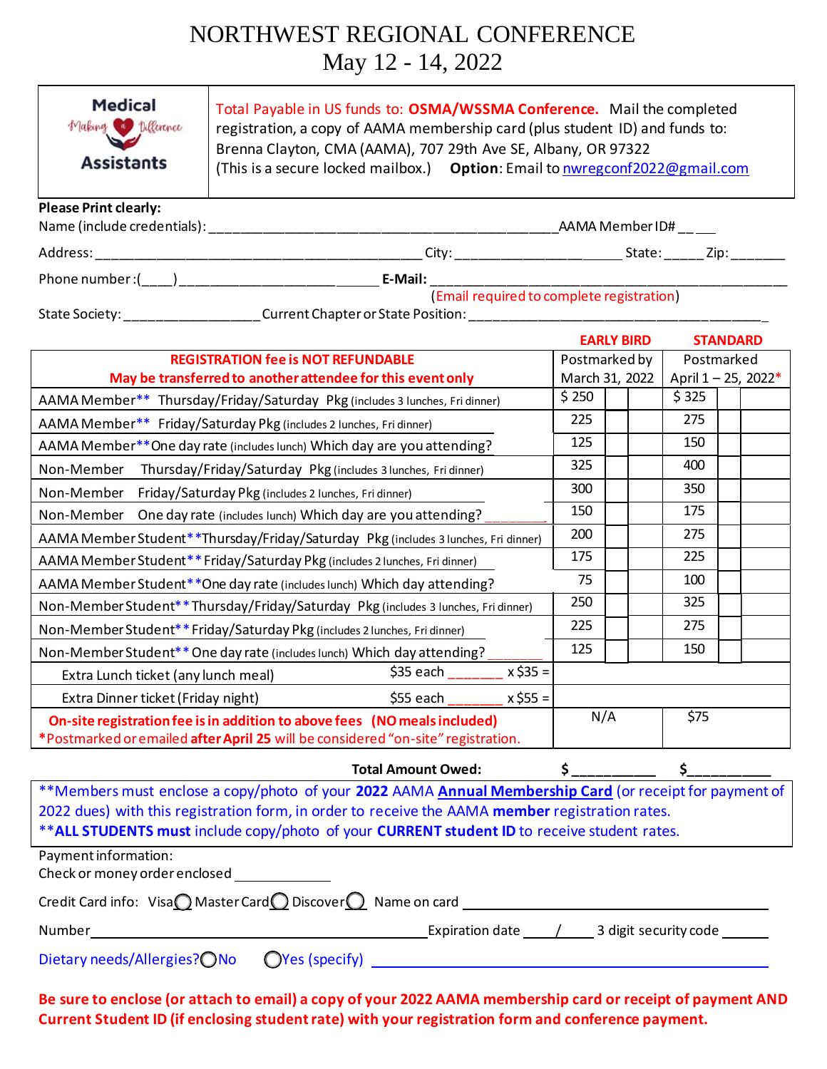# NORTHWEST REGIONAL CONFERENCE
## May 12 - 14, 2022

| | |
|---|---|
| Medical *Making a Difference* Assistants | Total Payable in US funds to: **OSMA/WSSMA Conference.** Mail the completed registration, a copy of AAMA membership card (plus student ID) and funds to: Brenna Clayton, CMA (AAMA), 707 29th Ave SE, Albany, OR 97322 (This is a secure locked mailbox.) **Option**: Email to nwregconf2022@gmail.com |

**Please Print clearly:**

Name (include credentials):_____________________________________________AAMA Member ID# _____

Address: __________________________________________ City: _________________ State: _____ Zip: _______

Phone number :(____)__________________________ **E-Mail:** _____________________________________________

(Email required to complete registration)

State Society: __________________ Current Chapter or State Position: __________________________________________

| **REGISTRATION fee is NOT REFUNDABLE** **May be transferred to another attendee for this event only** | **EARLY BIRD** Postmarked by March 31, 2022 | | | **STANDARD** Postmarked April 1 – 25, 2022* | | |
|---|---|---|---|---|---|---|
| AAMA Member** Thursday/Friday/Saturday Pkg (includes 3 lunches, Fri dinner) | $ 250 | | | $ 325 | | |
| AAMA Member** Friday/Saturday Pkg (includes 2 lunches, Fri dinner) | 225 | | | 275 | | |
| AAMA Member**One day rate (includes lunch) Which day are you attending? | 125 | | | 150 | | |
| Non-Member Thursday/Friday/Saturday Pkg (includes 3 lunches, Fri dinner) | 325 | | | 400 | | |
| Non-Member Friday/Saturday Pkg (includes 2 lunches, Fri dinner) | 300 | | | 350 | | |
| Non-Member One day rate (includes lunch) Which day are you attending? _________ | 150 | | | 175 | | |
| AAMA Member Student**Thursday/Friday/Saturday Pkg (includes 3 lunches, Fri dinner) | 200 | | | 275 | | |
| AAMA Member Student** Friday/Saturday Pkg (includes 2 lunches, Fri dinner) | 175 | | | 225 | | |
| AAMA Member Student**One day rate (includes lunch) Which day attending? | 75 | | | 100 | | |
| Non-Member Student** Thursday/Friday/Saturday Pkg (includes 3 lunches, Fri dinner) | 250 | | | 325 | | |
| Non-Member Student** Friday/Saturday Pkg (includes 2 lunches, Fri dinner) | 225 | | | 275 | | |
| Non-Member Student** One day rate (includes lunch) Which day attending? ________ | 125 | | | 150 | | |
| Extra Lunch ticket (any lunch meal) $35 each _______ x $35 = | | | | | | |
| Extra Dinner ticket (Friday night) $55 each _______ x $55 = | | | | | | |
| **On-site registration fee is in addition to above fees (NO meals included)** *Postmarked or emailed **after April 25** will be considered "on-site" registration. | N/A | | | $75 | | |

**Total Amount Owed:** $__________ $__________

**Members must enclose a copy/photo of your **2022** AAMA **Annual Membership Card** (or receipt for payment of 2022 dues) with this registration form, in order to receive the AAMA **member** registration rates.
****ALL STUDENTS must** include copy/photo of your **CURRENT student ID** to receive student rates.

Payment information:
Check or money order enclosed ____________

Credit Card info: Visa◯ Master Card◯ Discover◯ Name on card ______________________________

Number_______________________________________ Expiration date ____/____ 3 digit security code ______

Dietary needs/Allergies?◯No ◯Yes (specify) ________________________________________

**Be sure to enclose (or attach to email) a copy of your 2022 AAMA membership card or receipt of payment AND Current Student ID (if enclosing student rate) with your registration form and conference payment.**